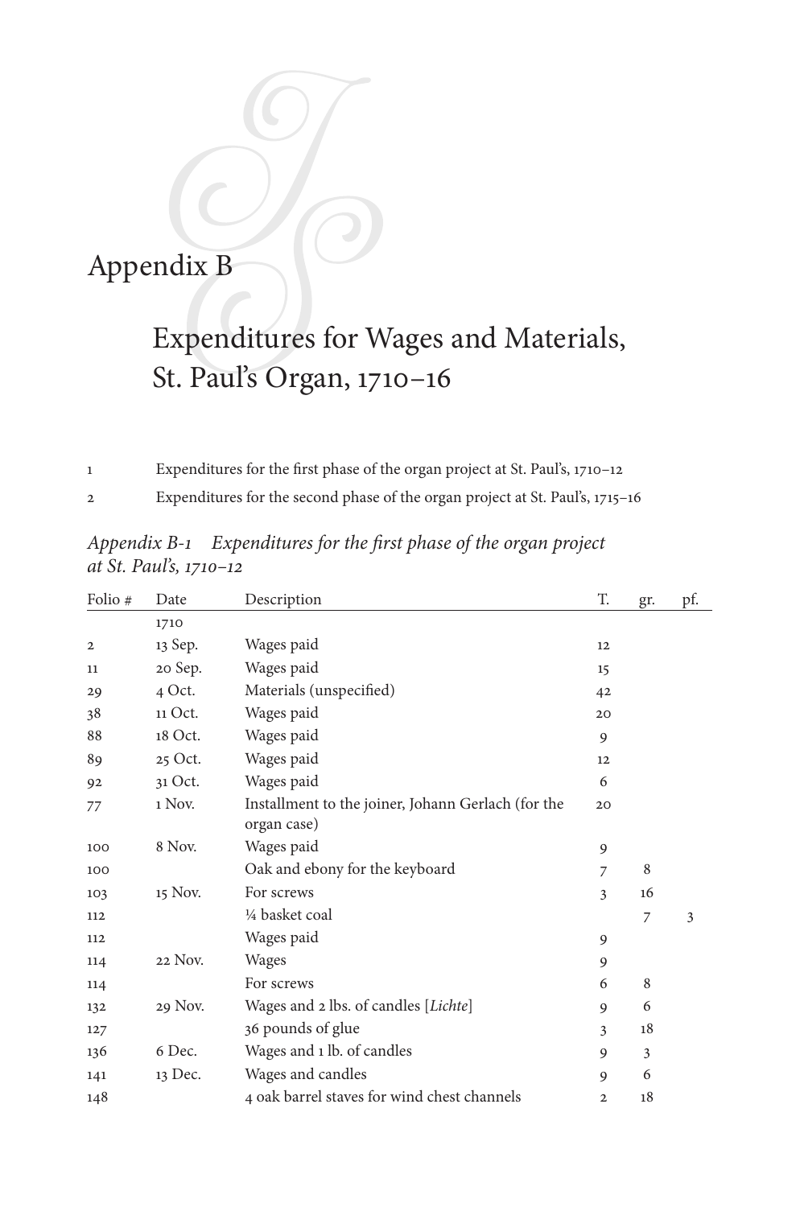# Appendix B

## Expenditures for Wages and Materials, St. Paul's Organ, 1710–16

1 Expenditures for the first phase of the organ project at St. Paul's, 1710–12

2 Expenditures for the second phase of the organ project at St. Paul's, 1715–16

*Appendix B-1 Expenditures for the first phase of the organ project at St. Paul's, 1710–12*

| Folio # | Date | Description | T. | gr. | pf. |
|---|---|---|---|---|---|
| | 1710 | | | | |
| 2 | 13 Sep. | Wages paid | 12 | | |
| 11 | 20 Sep. | Wages paid | 15 | | |
| 29 | 4 Oct. | Materials (unspecified) | 42 | | |
| 38 | 11 Oct. | Wages paid | 20 | | |
| 88 | 18 Oct. | Wages paid | 9 | | |
| 89 | 25 Oct. | Wages paid | 12 | | |
| 92 | 31 Oct. | Wages paid | 6 | | |
| 77 | 1 Nov. | Installment to the joiner, Johann Gerlach (for the organ case) | 20 | | |
| 100 | 8 Nov. | Wages paid | 9 | | |
| 100 | | Oak and ebony for the keyboard | 7 | 8 | |
| 103 | 15 Nov. | For screws | 3 | 16 | |
| 112 | | ¼ basket coal | | 7 | 3 |
| 112 | | Wages paid | 9 | | |
| 114 | 22 Nov. | Wages | 9 | | |
| 114 | | For screws | 6 | 8 | |
| 132 | 29 Nov. | Wages and 2 lbs. of candles [*Lichte*] | 9 | 6 | |
| 127 | | 36 pounds of glue | 3 | 18 | |
| 136 | 6 Dec. | Wages and 1 lb. of candles | 9 | 3 | |
| 141 | 13 Dec. | Wages and candles | 9 | 6 | |
| 148 | | 4 oak barrel staves for wind chest channels | 2 | 18 | |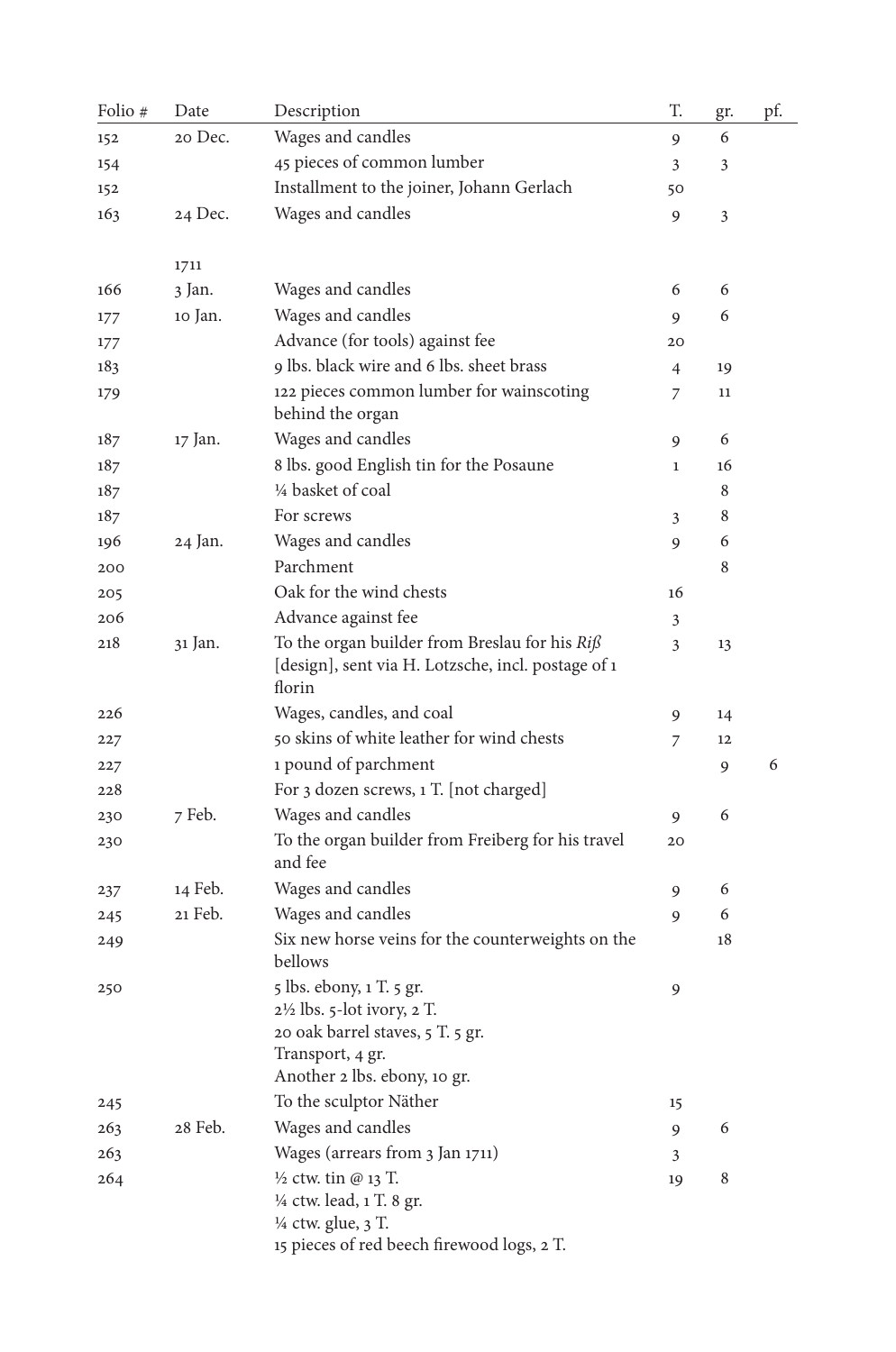| Folio # | Date | Description | T. | gr. | pf. |
|---|---|---|---|---|---|
| 152 | 20 Dec. | Wages and candles | 9 | 6 | |
| 154 | | 45 pieces of common lumber | 3 | 3 | |
| 152 | | Installment to the joiner, Johann Gerlach | 50 | | |
| 163 | 24 Dec. | Wages and candles | 9 | 3 | |
| | 1711 | | | | |
| 166 | 3 Jan. | Wages and candles | 6 | 6 | |
| 177 | 10 Jan. | Wages and candles | 9 | 6 | |
| 177 | | Advance (for tools) against fee | 20 | | |
| 183 | | 9 lbs. black wire and 6 lbs. sheet brass | 4 | 19 | |
| 179 | | 122 pieces common lumber for wainscoting behind the organ | 7 | 11 | |
| 187 | 17 Jan. | Wages and candles | 9 | 6 | |
| 187 | | 8 lbs. good English tin for the Posaune | 1 | 16 | |
| 187 | | ¼ basket of coal | | 8 | |
| 187 | | For screws | 3 | 8 | |
| 196 | 24 Jan. | Wages and candles | 9 | 6 | |
| 200 | | Parchment | | 8 | |
| 205 | | Oak for the wind chests | 16 | | |
| 206 | | Advance against fee | 3 | | |
| 218 | 31 Jan. | To the organ builder from Breslau for his *Riß* [design], sent via H. Lotzsche, incl. postage of 1 florin | 3 | 13 | |
| 226 | | Wages, candles, and coal | 9 | 14 | |
| 227 | | 50 skins of white leather for wind chests | 7 | 12 | |
| 227 | | 1 pound of parchment | | 9 | 6 |
| 228 | | For 3 dozen screws, 1 T. [not charged] | | | |
| 230 | 7 Feb. | Wages and candles | 9 | 6 | |
| 230 | | To the organ builder from Freiberg for his travel and fee | 20 | | |
| 237 | 14 Feb. | Wages and candles | 9 | 6 | |
| 245 | 21 Feb. | Wages and candles | 9 | 6 | |
| 249 | | Six new horse veins for the counterweights on the bellows | | 18 | |
| 250 | | 5 lbs. ebony, 1 T. 5 gr.<br>2½ lbs. 5-lot ivory, 2 T.<br>20 oak barrel staves, 5 T. 5 gr.<br>Transport, 4 gr.<br>Another 2 lbs. ebony, 10 gr. | 9 | | |
| 245 | | To the sculptor Näther | 15 | | |
| 263 | 28 Feb. | Wages and candles | 9 | 6 | |
| 263 | | Wages (arrears from 3 Jan 1711) | 3 | | |
| 264 | | ½ ctw. tin @ 13 T.<br>¼ ctw. lead, 1 T. 8 gr.<br>¼ ctw. glue, 3 T.<br>15 pieces of red beech firewood logs, 2 T. | 19 | 8 | |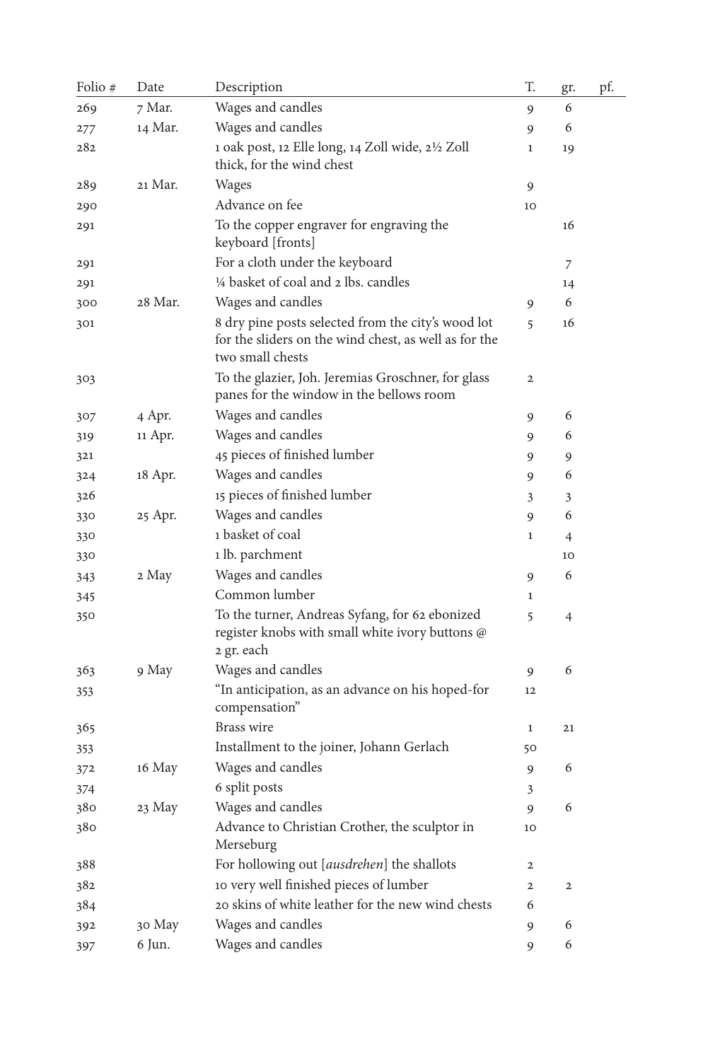| Folio # | Date | Description | T. | gr. | pf. |
|---|---|---|---|---|---|
| 269 | 7 Mar. | Wages and candles | 9 | 6 | |
| 277 | 14 Mar. | Wages and candles | 9 | 6 | |
| 282 | | 1 oak post, 12 Elle long, 14 Zoll wide, 2½ Zoll thick, for the wind chest | 1 | 19 | |
| 289 | 21 Mar. | Wages | 9 | | |
| 290 | | Advance on fee | 10 | | |
| 291 | | To the copper engraver for engraving the keyboard [fronts] | | 16 | |
| 291 | | For a cloth under the keyboard | | 7 | |
| 291 | | ¼ basket of coal and 2 lbs. candles | | 14 | |
| 300 | 28 Mar. | Wages and candles | 9 | 6 | |
| 301 | | 8 dry pine posts selected from the city's wood lot for the sliders on the wind chest, as well as for the two small chests | 5 | 16 | |
| 303 | | To the glazier, Joh. Jeremias Groschner, for glass panes for the window in the bellows room | 2 | | |
| 307 | 4 Apr. | Wages and candles | 9 | 6 | |
| 319 | 11 Apr. | Wages and candles | 9 | 6 | |
| 321 | | 45 pieces of finished lumber | 9 | 9 | |
| 324 | 18 Apr. | Wages and candles | 9 | 6 | |
| 326 | | 15 pieces of finished lumber | 3 | 3 | |
| 330 | 25 Apr. | Wages and candles | 9 | 6 | |
| 330 | | 1 basket of coal | 1 | 4 | |
| 330 | | 1 lb. parchment | | 10 | |
| 343 | 2 May | Wages and candles | 9 | 6 | |
| 345 | | Common lumber | 1 | | |
| 350 | | To the turner, Andreas Syfang, for 62 ebonized register knobs with small white ivory buttons @ 2 gr. each | 5 | 4 | |
| 363 | 9 May | Wages and candles | 9 | 6 | |
| 353 | | "In anticipation, as an advance on his hoped-for compensation" | 12 | | |
| 365 | | Brass wire | 1 | 21 | |
| 353 | | Installment to the joiner, Johann Gerlach | 50 | | |
| 372 | 16 May | Wages and candles | 9 | 6 | |
| 374 | | 6 split posts | 3 | | |
| 380 | 23 May | Wages and candles | 9 | 6 | |
| 380 | | Advance to Christian Crother, the sculptor in Merseburg | 10 | | |
| 388 | | For hollowing out [*ausdrehen*] the shallots | 2 | | |
| 382 | | 10 very well finished pieces of lumber | 2 | 2 | |
| 384 | | 20 skins of white leather for the new wind chests | 6 | | |
| 392 | 30 May | Wages and candles | 9 | 6 | |
| 397 | 6 Jun. | Wages and candles | 9 | 6 | |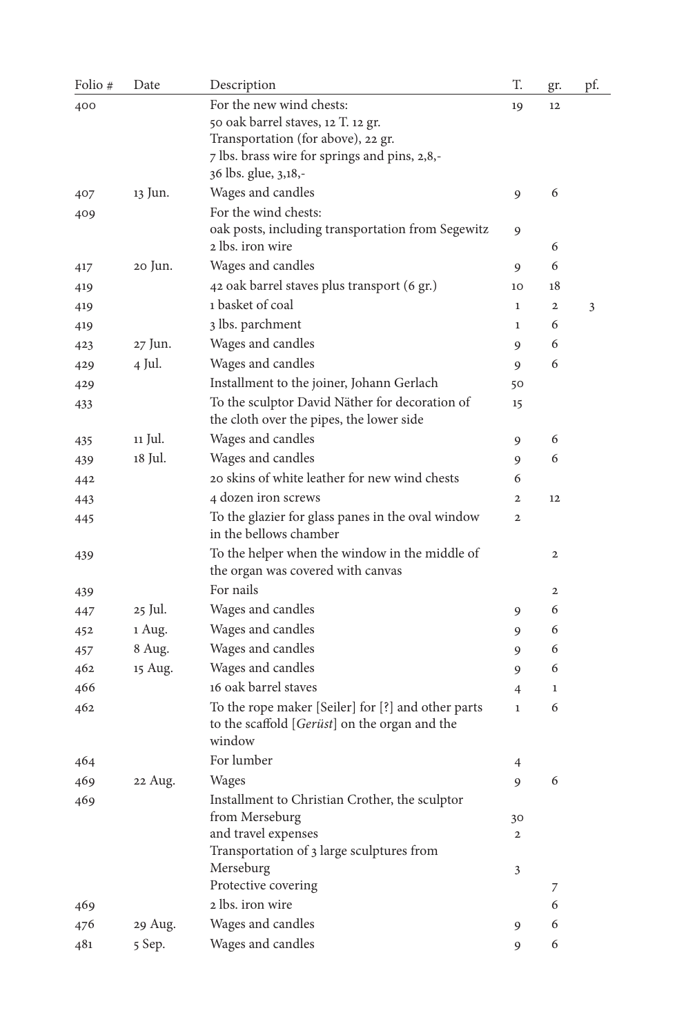| Folio # | Date | Description | T. | gr. | pf. |
|---|---|---|---|---|---|
| 400 | | For the new wind chests:<br>50 oak barrel staves, 12 T. 12 gr.<br>Transportation (for above), 22 gr.<br>7 lbs. brass wire for springs and pins, 2,8,-<br>36 lbs. glue, 3,18,- | 19 | 12 | |
| 407 | 13 Jun. | Wages and candles | 9 | 6 | |
| 409 | | For the wind chests:<br>oak posts, including transportation from Segewitz<br>2 lbs. iron wire | 9 | <br><br>6 | |
| 417 | 20 Jun. | Wages and candles | 9 | 6 | |
| 419 | | 42 oak barrel staves plus transport (6 gr.) | 10 | 18 | |
| 419 | | 1 basket of coal | 1 | 2 | 3 |
| 419 | | 3 lbs. parchment | 1 | 6 | |
| 423 | 27 Jun. | Wages and candles | 9 | 6 | |
| 429 | 4 Jul. | Wages and candles | 9 | 6 | |
| 429 | | Installment to the joiner, Johann Gerlach | 50 | | |
| 433 | | To the sculptor David Näther for decoration of the cloth over the pipes, the lower side | 15 | | |
| 435 | 11 Jul. | Wages and candles | 9 | 6 | |
| 439 | 18 Jul. | Wages and candles | 9 | 6 | |
| 442 | | 20 skins of white leather for new wind chests | 6 | | |
| 443 | | 4 dozen iron screws | 2 | 12 | |
| 445 | | To the glazier for glass panes in the oval window in the bellows chamber | 2 | | |
| 439 | | To the helper when the window in the middle of the organ was covered with canvas | | 2 | |
| 439 | | For nails | | 2 | |
| 447 | 25 Jul. | Wages and candles | 9 | 6 | |
| 452 | 1 Aug. | Wages and candles | 9 | 6 | |
| 457 | 8 Aug. | Wages and candles | 9 | 6 | |
| 462 | 15 Aug. | Wages and candles | 9 | 6 | |
| 466 | | 16 oak barrel staves | 4 | 1 | |
| 462 | | To the rope maker [Seiler] for [?] and other parts to the scaffold [*Gerüst*] on the organ and the window | 1 | 6 | |
| 464 | | For lumber | 4 | | |
| 469 | 22 Aug. | Wages | 9 | 6 | |
| 469 | | Installment to Christian Crother, the sculptor from Merseburg<br>and travel expenses<br>Transportation of 3 large sculptures from Merseburg<br>Protective covering | 30<br>2<br>3 | <br><br><br>7 | |
| 469 | | 2 lbs. iron wire | | 6 | |
| 476 | 29 Aug. | Wages and candles | 9 | 6 | |
| 481 | 5 Sep. | Wages and candles | 9 | 6 | |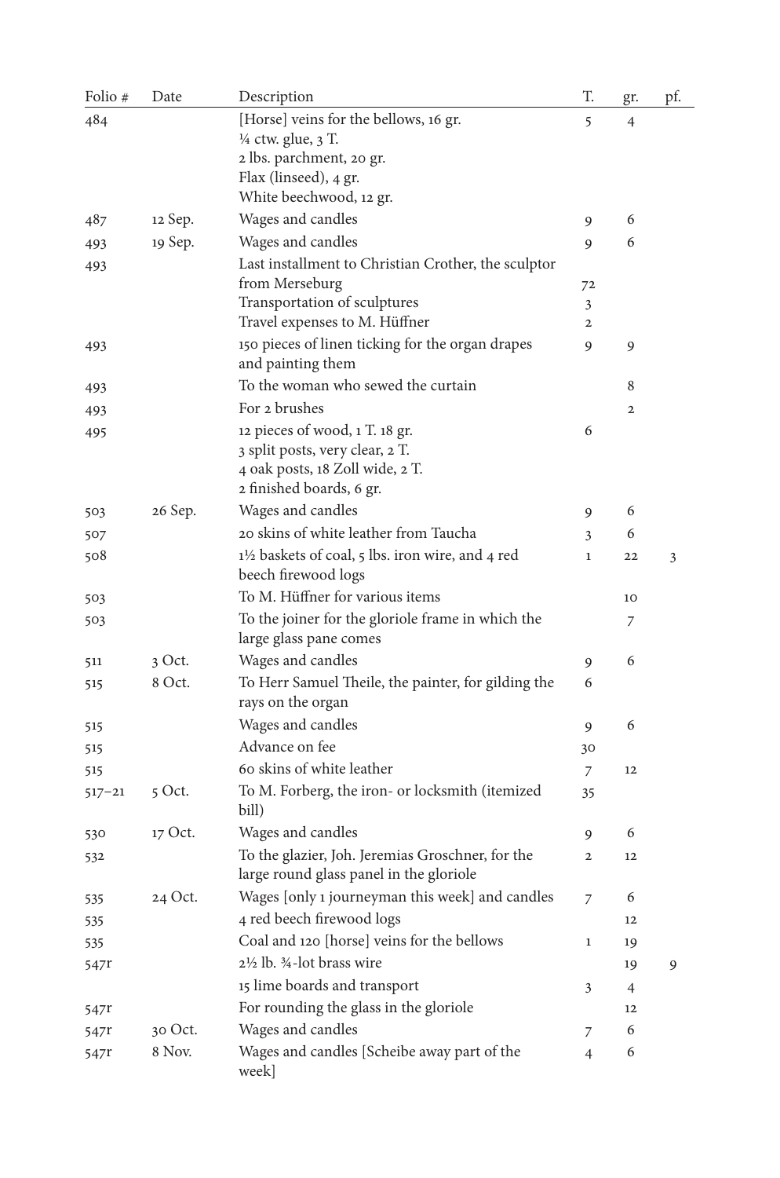| Folio # | Date | Description | T. | gr. | pf. |
| --- | --- | --- | --- | --- | --- |
| 484 | | [Horse] veins for the bellows, 16 gr.<br>¼ ctw. glue, 3 T.<br>2 lbs. parchment, 20 gr.<br>Flax (linseed), 4 gr.<br>White beechwood, 12 gr. | 5 | 4 | |
| 487 | 12 Sep. | Wages and candles | 9 | 6 | |
| 493 | 19 Sep. | Wages and candles | 9 | 6 | |
| 493 | | Last installment to Christian Crother, the sculptor from Merseburg<br>Transportation of sculptures<br>Travel expenses to M. Hüffner | 72<br>3<br>2 | | |
| 493 | | 150 pieces of linen ticking for the organ drapes and painting them | 9 | 9 | |
| 493 | | To the woman who sewed the curtain | | 8 | |
| 493 | | For 2 brushes | | 2 | |
| 495 | | 12 pieces of wood, 1 T. 18 gr.<br>3 split posts, very clear, 2 T.<br>4 oak posts, 18 Zoll wide, 2 T.<br>2 finished boards, 6 gr. | 6 | | |
| 503 | 26 Sep. | Wages and candles | 9 | 6 | |
| 507 | | 20 skins of white leather from Taucha | 3 | 6 | |
| 508 | | 1½ baskets of coal, 5 lbs. iron wire, and 4 red beech firewood logs | 1 | 22 | 3 |
| 503 | | To M. Hüffner for various items | | 10 | |
| 503 | | To the joiner for the gloriole frame in which the large glass pane comes | | 7 | |
| 511 | 3 Oct. | Wages and candles | 9 | 6 | |
| 515 | 8 Oct. | To Herr Samuel Theile, the painter, for gilding the rays on the organ | 6 | | |
| 515 | | Wages and candles | 9 | 6 | |
| 515 | | Advance on fee | 30 | | |
| 515 | | 60 skins of white leather | 7 | 12 | |
| 517–21 | 5 Oct. | To M. Forberg, the iron- or locksmith (itemized bill) | 35 | | |
| 530 | 17 Oct. | Wages and candles | 9 | 6 | |
| 532 | | To the glazier, Joh. Jeremias Groschner, for the large round glass panel in the gloriole | 2 | 12 | |
| 535 | 24 Oct. | Wages [only 1 journeyman this week] and candles | 7 | 6 | |
| 535 | | 4 red beech firewood logs | | 12 | |
| 535 | | Coal and 120 [horse] veins for the bellows | 1 | 19 | |
| 547r | | 2½ lb. ¾-lot brass wire | | 19 | 9 |
| | | 15 lime boards and transport | 3 | 4 | |
| 547r | | For rounding the glass in the gloriole | | 12 | |
| 547r | 30 Oct. | Wages and candles | 7 | 6 | |
| 547r | 8 Nov. | Wages and candles [Scheibe away part of the week] | 4 | 6 | |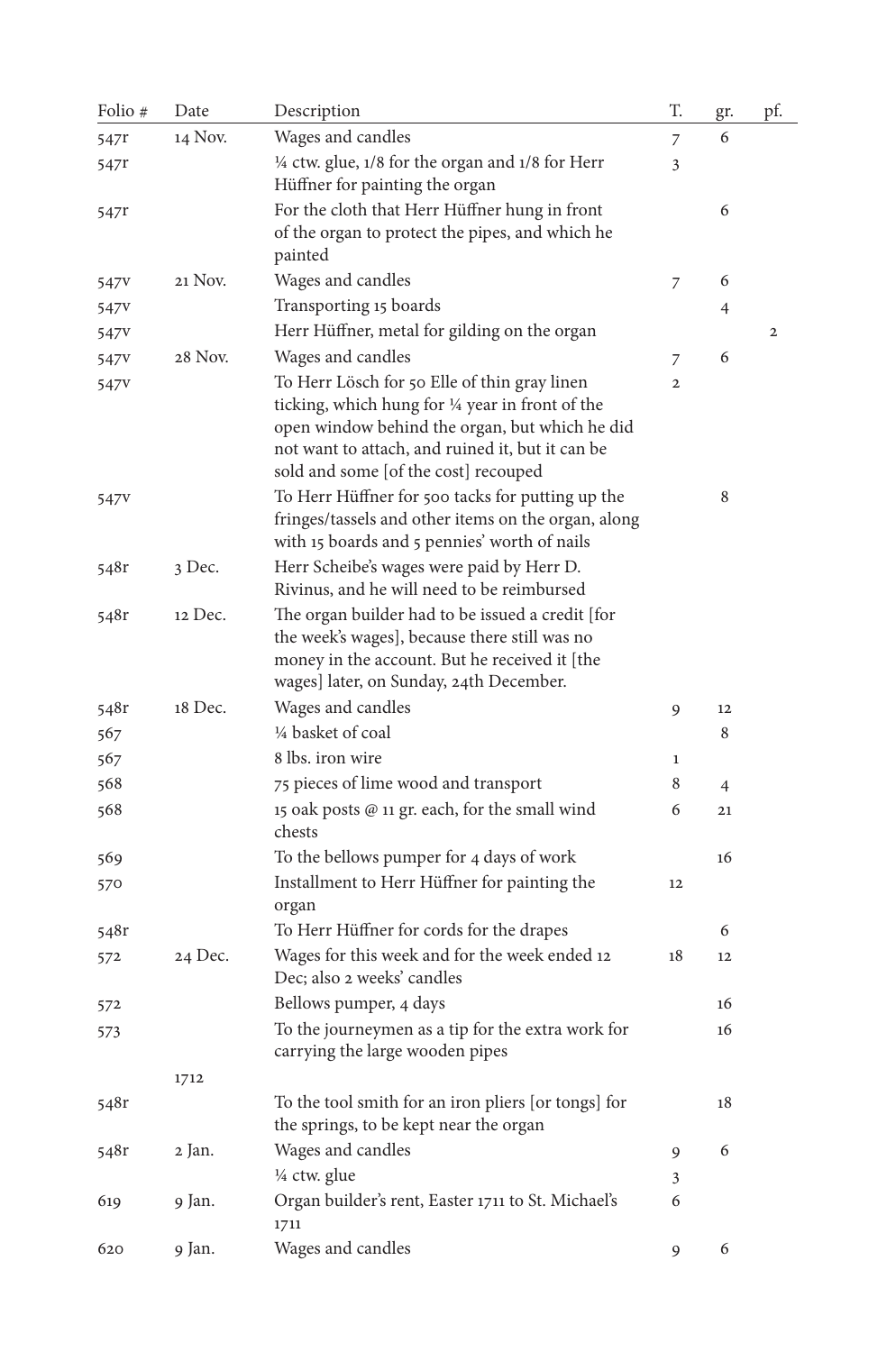| Folio # | Date | Description | T. | gr. | pf. |
|---|---|---|---|---|---|
| 547r | 14 Nov. | Wages and candles | 7 | 6 | |
| 547r | | ¼ ctw. glue, 1/8 for the organ and 1/8 for Herr Hüffner for painting the organ | 3 | | |
| 547r | | For the cloth that Herr Hüffner hung in front of the organ to protect the pipes, and which he painted | | 6 | |
| 547v | 21 Nov. | Wages and candles | 7 | 6 | |
| 547v | | Transporting 15 boards | | 4 | |
| 547v | | Herr Hüffner, metal for gilding on the organ | | | 2 |
| 547v | 28 Nov. | Wages and candles | 7 | 6 | |
| 547v | | To Herr Lösch for 50 Elle of thin gray linen ticking, which hung for ¼ year in front of the open window behind the organ, but which he did not want to attach, and ruined it, but it can be sold and some [of the cost] recouped | 2 | | |
| 547v | | To Herr Hüffner for 500 tacks for putting up the fringes/tassels and other items on the organ, along with 15 boards and 5 pennies' worth of nails | | 8 | |
| 548r | 3 Dec. | Herr Scheibe's wages were paid by Herr D. Rivinus, and he will need to be reimbursed | | | |
| 548r | 12 Dec. | The organ builder had to be issued a credit [for the week's wages], because there still was no money in the account. But he received it [the wages] later, on Sunday, 24th December. | | | |
| 548r | 18 Dec. | Wages and candles | 9 | 12 | |
| 567 | | ¼ basket of coal | | 8 | |
| 567 | | 8 lbs. iron wire | 1 | | |
| 568 | | 75 pieces of lime wood and transport | 8 | 4 | |
| 568 | | 15 oak posts @ 11 gr. each, for the small wind chests | 6 | 21 | |
| 569 | | To the bellows pumper for 4 days of work | | 16 | |
| 570 | | Installment to Herr Hüffner for painting the organ | 12 | | |
| 548r | | To Herr Hüffner for cords for the drapes | | 6 | |
| 572 | 24 Dec. | Wages for this week and for the week ended 12 Dec; also 2 weeks' candles | 18 | 12 | |
| 572 | | Bellows pumper, 4 days | | 16 | |
| 573 | | To the journeymen as a tip for the extra work for carrying the large wooden pipes | | 16 | |
| | 1712 | | | | |
| 548r | | To the tool smith for an iron pliers [or tongs] for the springs, to be kept near the organ | | 18 | |
| 548r | 2 Jan. | Wages and candles | 9 | 6 | |
| | | ¼ ctw. glue | 3 | | |
| 619 | 9 Jan. | Organ builder's rent, Easter 1711 to St. Michael's 1711 | 6 | | |
| 620 | 9 Jan. | Wages and candles | 9 | 6 | |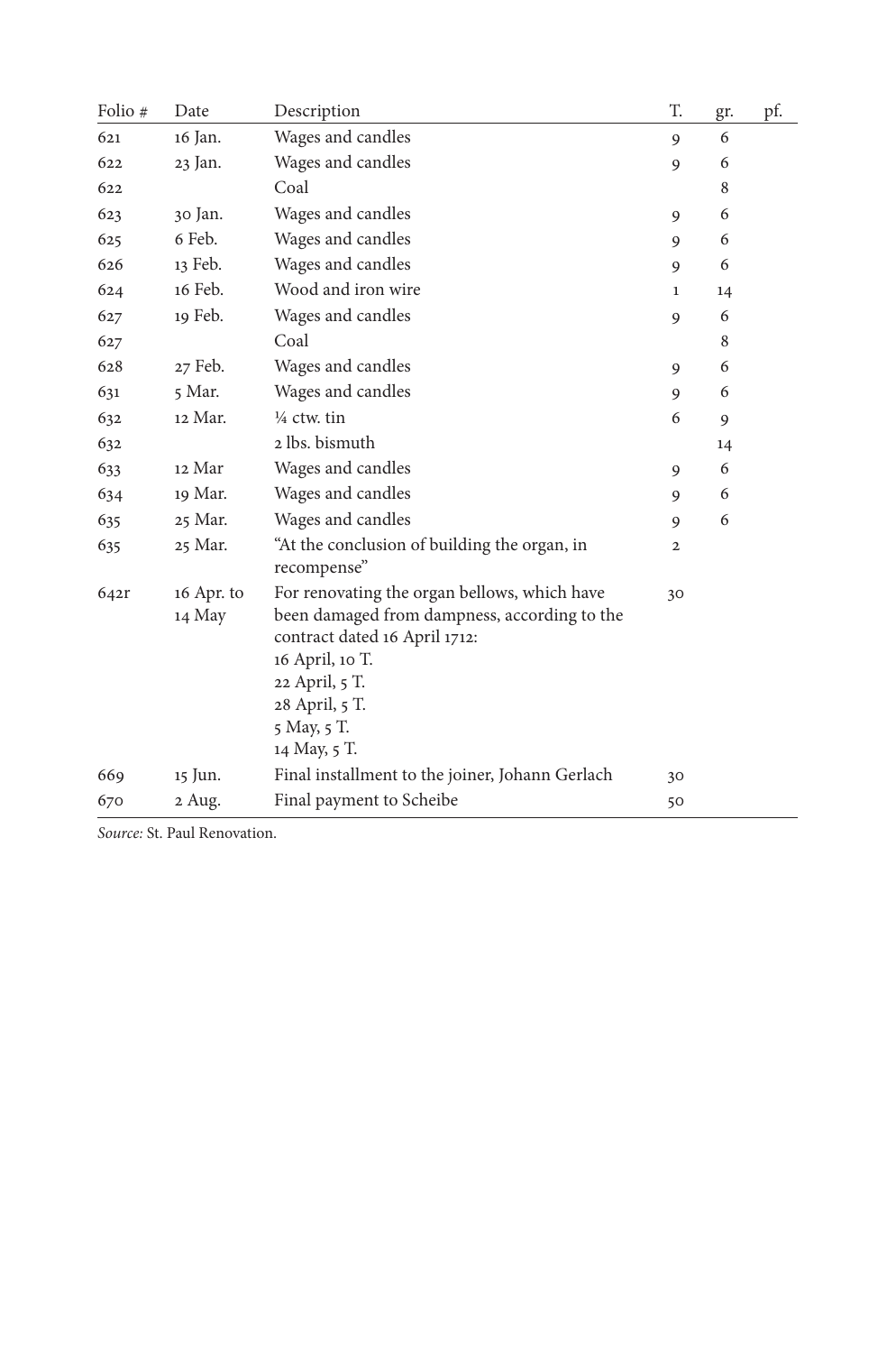| Folio # | Date | Description | T. | gr. | pf. |
|---|---|---|---|---|---|
| 621 | 16 Jan. | Wages and candles | 9 | 6 | |
| 622 | 23 Jan. | Wages and candles | 9 | 6 | |
| 622 | | Coal | | 8 | |
| 623 | 30 Jan. | Wages and candles | 9 | 6 | |
| 625 | 6 Feb. | Wages and candles | 9 | 6 | |
| 626 | 13 Feb. | Wages and candles | 9 | 6 | |
| 624 | 16 Feb. | Wood and iron wire | 1 | 14 | |
| 627 | 19 Feb. | Wages and candles | 9 | 6 | |
| 627 | | Coal | | 8 | |
| 628 | 27 Feb. | Wages and candles | 9 | 6 | |
| 631 | 5 Mar. | Wages and candles | 9 | 6 | |
| 632 | 12 Mar. | ¼ ctw. tin | 6 | 9 | |
| 632 | | 2 lbs. bismuth | | 14 | |
| 633 | 12 Mar | Wages and candles | 9 | 6 | |
| 634 | 19 Mar. | Wages and candles | 9 | 6 | |
| 635 | 25 Mar. | Wages and candles | 9 | 6 | |
| 635 | 25 Mar. | "At the conclusion of building the organ, in recompense" | 2 | | |
| 642r | 16 Apr. to 14 May | For renovating the organ bellows, which have been damaged from dampness, according to the contract dated 16 April 1712:<br>16 April, 10 T.<br>22 April, 5 T.<br>28 April, 5 T.<br>5 May, 5 T.<br>14 May, 5 T. | 30 | | |
| 669 | 15 Jun. | Final installment to the joiner, Johann Gerlach | 30 | | |
| 670 | 2 Aug. | Final payment to Scheibe | 50 | | |

*Source:* St. Paul Renovation.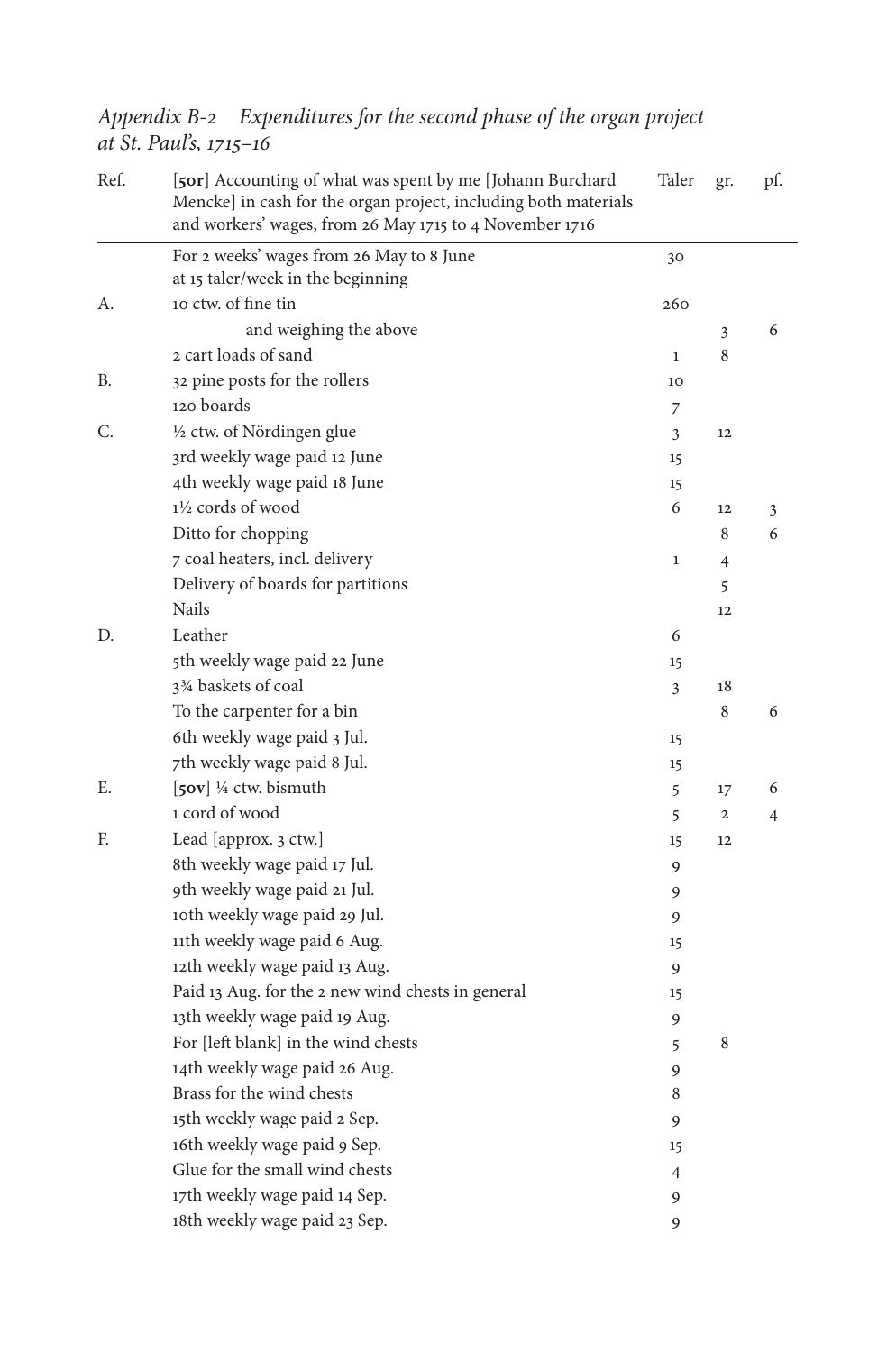*Appendix B-2 Expenditures for the second phase of the organ project at St. Paul's, 1715–16*

| Ref. | [**50r**] Accounting of what was spent by me [Johann Burchard Mencke] in cash for the organ project, including both materials and workers' wages, from 26 May 1715 to 4 November 1716 | Taler | gr. | pf. |
|---|---|---|---|---|
| | For 2 weeks' wages from 26 May to 8 June at 15 taler/week in the beginning | 30 | | |
| A. | 10 ctw. of fine tin | 260 | | |
| | and weighing the above | | 3 | 6 |
| | 2 cart loads of sand | 1 | 8 | |
| B. | 32 pine posts for the rollers | 10 | | |
| | 120 boards | 7 | | |
| C. | ½ ctw. of Nördingen glue | 3 | 12 | |
| | 3rd weekly wage paid 12 June | 15 | | |
| | 4th weekly wage paid 18 June | 15 | | |
| | 1½ cords of wood | 6 | 12 | 3 |
| | Ditto for chopping | | 8 | 6 |
| | 7 coal heaters, incl. delivery | 1 | 4 | |
| | Delivery of boards for partitions | | 5 | |
| | Nails | | 12 | |
| D. | Leather | 6 | | |
| | 5th weekly wage paid 22 June | 15 | | |
| | 3¾ baskets of coal | 3 | 18 | |
| | To the carpenter for a bin | | 8 | 6 |
| | 6th weekly wage paid 3 Jul. | 15 | | |
| | 7th weekly wage paid 8 Jul. | 15 | | |
| E. | [**50v**] ¼ ctw. bismuth | 5 | 17 | 6 |
| | 1 cord of wood | 5 | 2 | 4 |
| F. | Lead [approx. 3 ctw.] | 15 | 12 | |
| | 8th weekly wage paid 17 Jul. | 9 | | |
| | 9th weekly wage paid 21 Jul. | 9 | | |
| | 10th weekly wage paid 29 Jul. | 9 | | |
| | 11th weekly wage paid 6 Aug. | 15 | | |
| | 12th weekly wage paid 13 Aug. | 9 | | |
| | Paid 13 Aug. for the 2 new wind chests in general | 15 | | |
| | 13th weekly wage paid 19 Aug. | 9 | | |
| | For [left blank] in the wind chests | 5 | 8 | |
| | 14th weekly wage paid 26 Aug. | 9 | | |
| | Brass for the wind chests | 8 | | |
| | 15th weekly wage paid 2 Sep. | 9 | | |
| | 16th weekly wage paid 9 Sep. | 15 | | |
| | Glue for the small wind chests | 4 | | |
| | 17th weekly wage paid 14 Sep. | 9 | | |
| | 18th weekly wage paid 23 Sep. | 9 | | |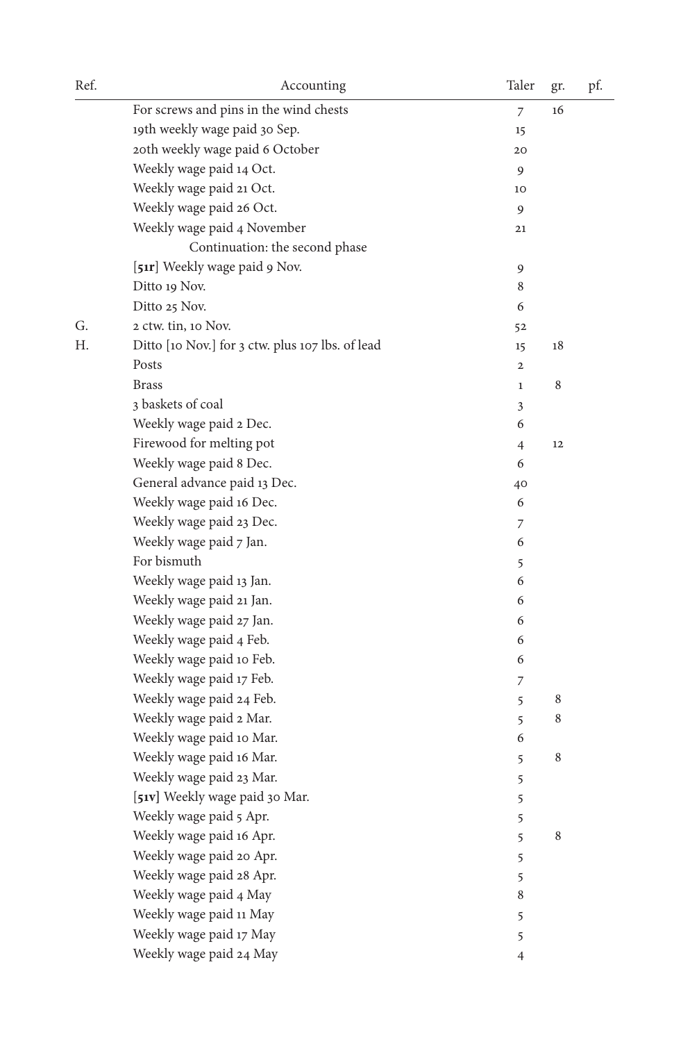| Ref. | Accounting | Taler | gr. | pf. |
|---|---|---|---|---|
| | For screws and pins in the wind chests | 7 | 16 | |
| | 19th weekly wage paid 30 Sep. | 15 | | |
| | 20th weekly wage paid 6 October | 20 | | |
| | Weekly wage paid 14 Oct. | 9 | | |
| | Weekly wage paid 21 Oct. | 10 | | |
| | Weekly wage paid 26 Oct. | 9 | | |
| | Weekly wage paid 4 November | 21 | | |
| | Continuation: the second phase | | | |
| | [**51r**] Weekly wage paid 9 Nov. | 9 | | |
| | Ditto 19 Nov. | 8 | | |
| | Ditto 25 Nov. | 6 | | |
| G. | 2 ctw. tin, 10 Nov. | 52 | | |
| H. | Ditto [10 Nov.] for 3 ctw. plus 107 lbs. of lead | 15 | 18 | |
| | Posts | 2 | | |
| | Brass | 1 | 8 | |
| | 3 baskets of coal | 3 | | |
| | Weekly wage paid 2 Dec. | 6 | | |
| | Firewood for melting pot | 4 | 12 | |
| | Weekly wage paid 8 Dec. | 6 | | |
| | General advance paid 13 Dec. | 40 | | |
| | Weekly wage paid 16 Dec. | 6 | | |
| | Weekly wage paid 23 Dec. | 7 | | |
| | Weekly wage paid 7 Jan. | 6 | | |
| | For bismuth | 5 | | |
| | Weekly wage paid 13 Jan. | 6 | | |
| | Weekly wage paid 21 Jan. | 6 | | |
| | Weekly wage paid 27 Jan. | 6 | | |
| | Weekly wage paid 4 Feb. | 6 | | |
| | Weekly wage paid 10 Feb. | 6 | | |
| | Weekly wage paid 17 Feb. | 7 | | |
| | Weekly wage paid 24 Feb. | 5 | 8 | |
| | Weekly wage paid 2 Mar. | 5 | 8 | |
| | Weekly wage paid 10 Mar. | 6 | | |
| | Weekly wage paid 16 Mar. | 5 | 8 | |
| | Weekly wage paid 23 Mar. | 5 | | |
| | [**51v**] Weekly wage paid 30 Mar. | 5 | | |
| | Weekly wage paid 5 Apr. | 5 | | |
| | Weekly wage paid 16 Apr. | 5 | 8 | |
| | Weekly wage paid 20 Apr. | 5 | | |
| | Weekly wage paid 28 Apr. | 5 | | |
| | Weekly wage paid 4 May | 8 | | |
| | Weekly wage paid 11 May | 5 | | |
| | Weekly wage paid 17 May | 5 | | |
| | Weekly wage paid 24 May | 4 | | |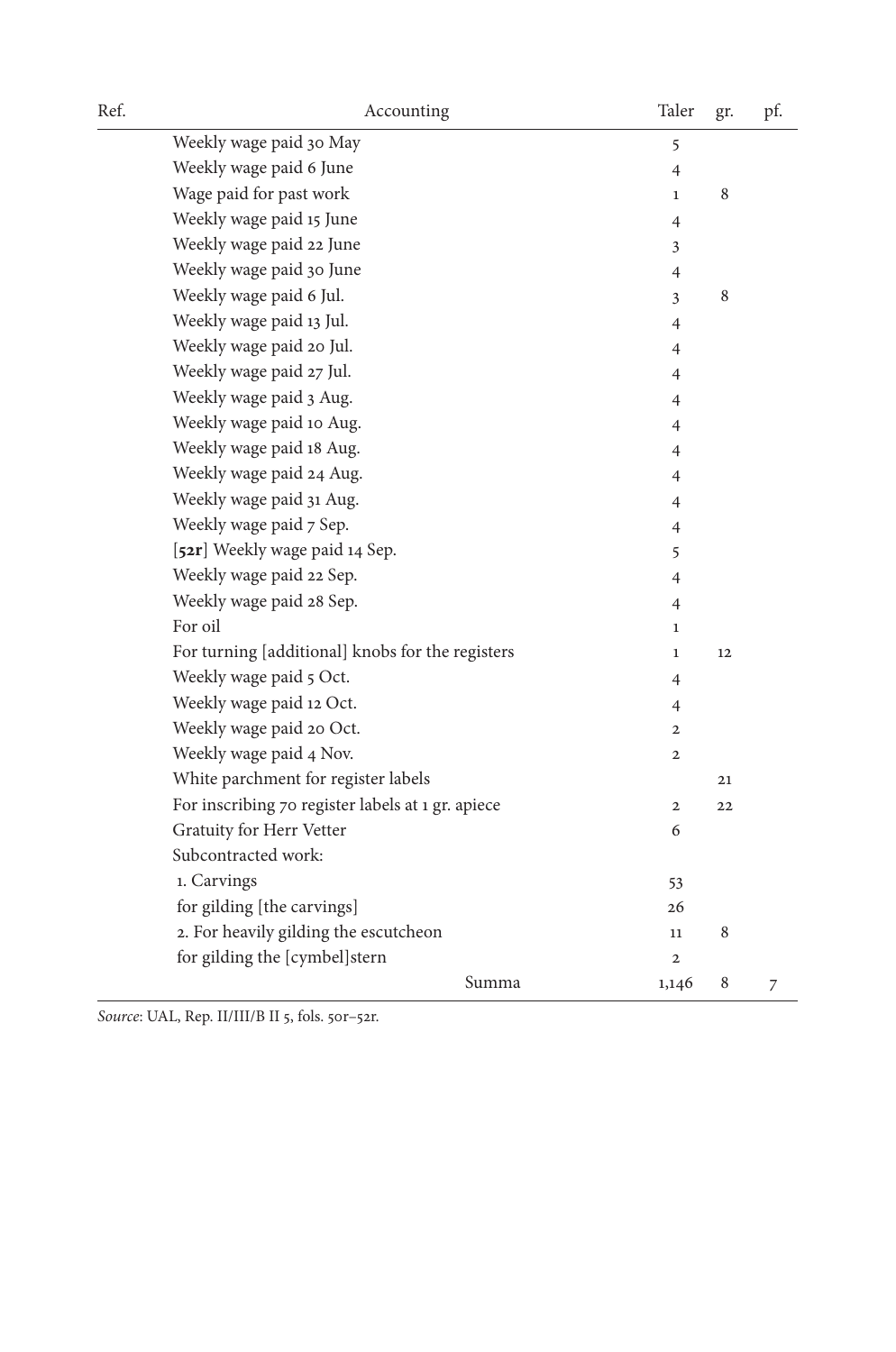| Ref. | Accounting | Taler | gr. | pf. |
|---|---|---|---|---|
| | Weekly wage paid 30 May | 5 | | |
| | Weekly wage paid 6 June | 4 | | |
| | Wage paid for past work | 1 | 8 | |
| | Weekly wage paid 15 June | 4 | | |
| | Weekly wage paid 22 June | 3 | | |
| | Weekly wage paid 30 June | 4 | | |
| | Weekly wage paid 6 Jul. | 3 | 8 | |
| | Weekly wage paid 13 Jul. | 4 | | |
| | Weekly wage paid 20 Jul. | 4 | | |
| | Weekly wage paid 27 Jul. | 4 | | |
| | Weekly wage paid 3 Aug. | 4 | | |
| | Weekly wage paid 10 Aug. | 4 | | |
| | Weekly wage paid 18 Aug. | 4 | | |
| | Weekly wage paid 24 Aug. | 4 | | |
| | Weekly wage paid 31 Aug. | 4 | | |
| | Weekly wage paid 7 Sep. | 4 | | |
| | [**52r**] Weekly wage paid 14 Sep. | 5 | | |
| | Weekly wage paid 22 Sep. | 4 | | |
| | Weekly wage paid 28 Sep. | 4 | | |
| | For oil | 1 | | |
| | For turning [additional] knobs for the registers | 1 | 12 | |
| | Weekly wage paid 5 Oct. | 4 | | |
| | Weekly wage paid 12 Oct. | 4 | | |
| | Weekly wage paid 20 Oct. | 2 | | |
| | Weekly wage paid 4 Nov. | 2 | | |
| | White parchment for register labels | | 21 | |
| | For inscribing 70 register labels at 1 gr. apiece | 2 | 22 | |
| | Gratuity for Herr Vetter | 6 | | |
| | Subcontracted work: | | | |
| | 1. Carvings | 53 | | |
| | for gilding [the carvings] | 26 | | |
| | 2. For heavily gilding the escutcheon | 11 | 8 | |
| | for gilding the [cymbel]stern | 2 | | |
| | Summa | 1,146 | 8 | 7 |

*Source*: UAL, Rep. II/III/B II 5, fols. 50r–52r.